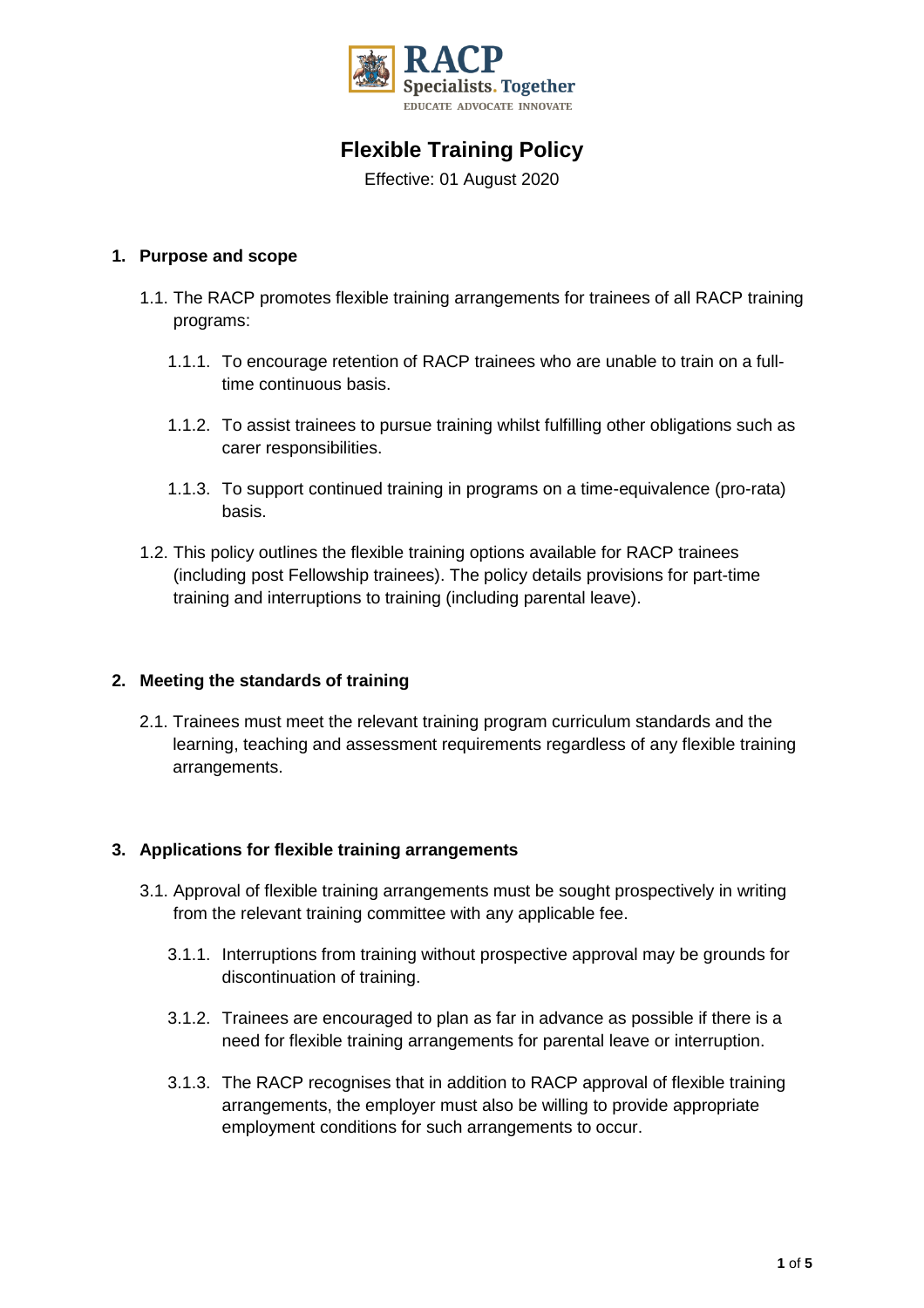# Flexible Training Policy

Effective: 01 August 2020

## 1. Purpose and scope

1.1. The RACP promotes flexible training arrangements for trainees of all RACP training programs:

1.1.1. To encourage retention of RACP trainees who are unable to train on a full-time continuous basis.

1.1.2. To assist trainees to pursue training whilst fulfilling other obligations such as carer responsibilities.

1.1.3. To support continued training in programs on a time-equivalence (pro-rata) basis.

1.2. This policy outlines the flexible training options available for RACP trainees (including post Fellowship trainees). The policy details provisions for part-time training and interruptions to training (including parental leave).

## 2. Meeting the standards of training

2.1. Trainees must meet the relevant training program curriculum standards and the learning, teaching and assessment requirements regardless of any flexible training arrangements.

## 3. Applications for flexible training arrangements

3.1. Approval of flexible training arrangements must be sought prospectively in writing from the relevant training committee with any applicable fee.

3.1.1. Interruptions from training without prospective approval may be grounds for discontinuation of training.

3.1.2. Trainees are encouraged to plan as far in advance as possible if there is a need for flexible training arrangements for parental leave or interruption.

3.1.3. The RACP recognises that in addition to RACP approval of flexible training arrangements, the employer must also be willing to provide appropriate employment conditions for such arrangements to occur.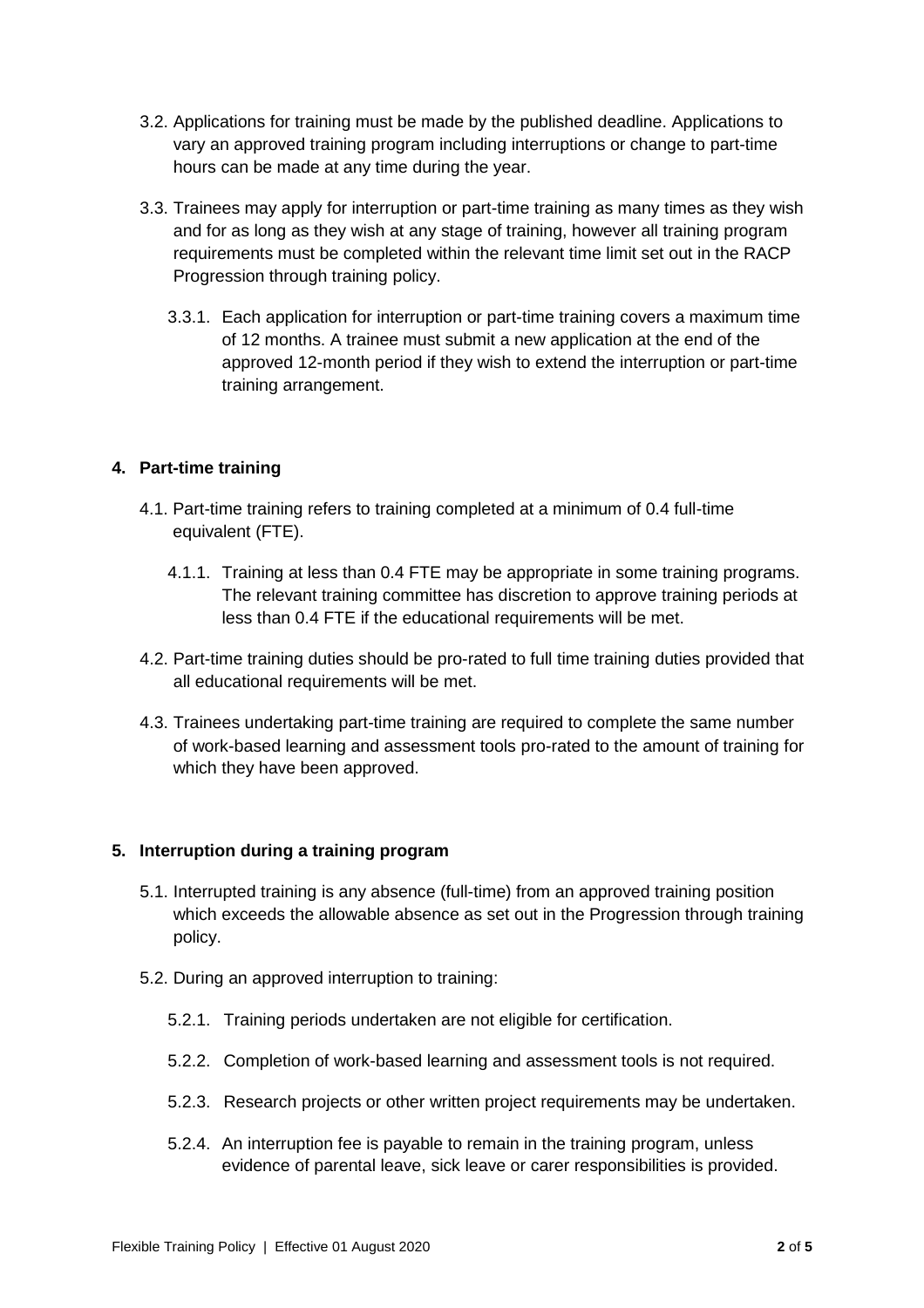3.2. Applications for training must be made by the published deadline. Applications to vary an approved training program including interruptions or change to part-time hours can be made at any time during the year.

3.3. Trainees may apply for interruption or part-time training as many times as they wish and for as long as they wish at any stage of training, however all training program requirements must be completed within the relevant time limit set out in the RACP Progression through training policy.

3.3.1. Each application for interruption or part-time training covers a maximum time of 12 months. A trainee must submit a new application at the end of the approved 12-month period if they wish to extend the interruption or part-time training arrangement.

## 4. Part-time training

4.1. Part-time training refers to training completed at a minimum of 0.4 full-time equivalent (FTE).

4.1.1. Training at less than 0.4 FTE may be appropriate in some training programs. The relevant training committee has discretion to approve training periods at less than 0.4 FTE if the educational requirements will be met.

4.2. Part-time training duties should be pro-rated to full time training duties provided that all educational requirements will be met.

4.3. Trainees undertaking part-time training are required to complete the same number of work-based learning and assessment tools pro-rated to the amount of training for which they have been approved.

## 5. Interruption during a training program

5.1. Interrupted training is any absence (full-time) from an approved training position which exceeds the allowable absence as set out in the Progression through training policy.

5.2. During an approved interruption to training:

5.2.1. Training periods undertaken are not eligible for certification.

5.2.2. Completion of work-based learning and assessment tools is not required.

5.2.3. Research projects or other written project requirements may be undertaken.

5.2.4. An interruption fee is payable to remain in the training program, unless evidence of parental leave, sick leave or carer responsibilities is provided.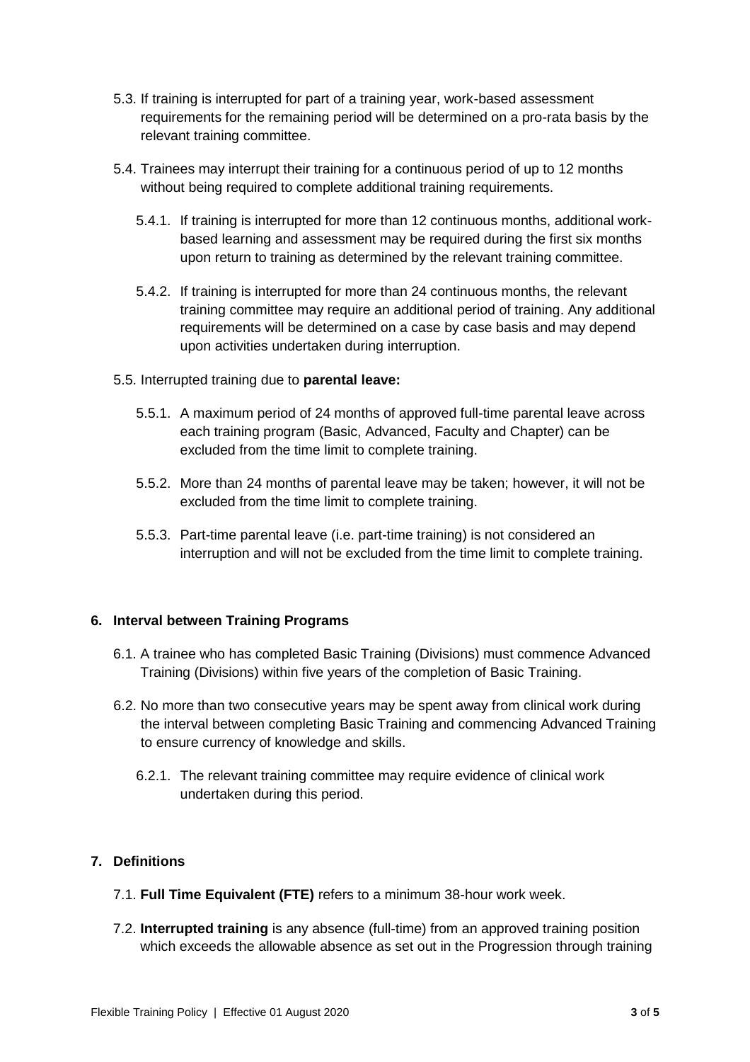5.3. If training is interrupted for part of a training year, work-based assessment requirements for the remaining period will be determined on a pro-rata basis by the relevant training committee.

5.4. Trainees may interrupt their training for a continuous period of up to 12 months without being required to complete additional training requirements.

   5.4.1. If training is interrupted for more than 12 continuous months, additional work-based learning and assessment may be required during the first six months upon return to training as determined by the relevant training committee.

   5.4.2. If training is interrupted for more than 24 continuous months, the relevant training committee may require an additional period of training. Any additional requirements will be determined on a case by case basis and may depend upon activities undertaken during interruption.

5.5. Interrupted training due to **parental leave:**

   5.5.1. A maximum period of 24 months of approved full-time parental leave across each training program (Basic, Advanced, Faculty and Chapter) can be excluded from the time limit to complete training.

   5.5.2. More than 24 months of parental leave may be taken; however, it will not be excluded from the time limit to complete training.

   5.5.3. Part-time parental leave (i.e. part-time training) is not considered an interruption and will not be excluded from the time limit to complete training.

## 6. Interval between Training Programs

6.1. A trainee who has completed Basic Training (Divisions) must commence Advanced Training (Divisions) within five years of the completion of Basic Training.

6.2. No more than two consecutive years may be spent away from clinical work during the interval between completing Basic Training and commencing Advanced Training to ensure currency of knowledge and skills.

   6.2.1. The relevant training committee may require evidence of clinical work undertaken during this period.

## 7. Definitions

7.1. **Full Time Equivalent (FTE)** refers to a minimum 38-hour work week.

7.2. **Interrupted training** is any absence (full-time) from an approved training position which exceeds the allowable absence as set out in the Progression through training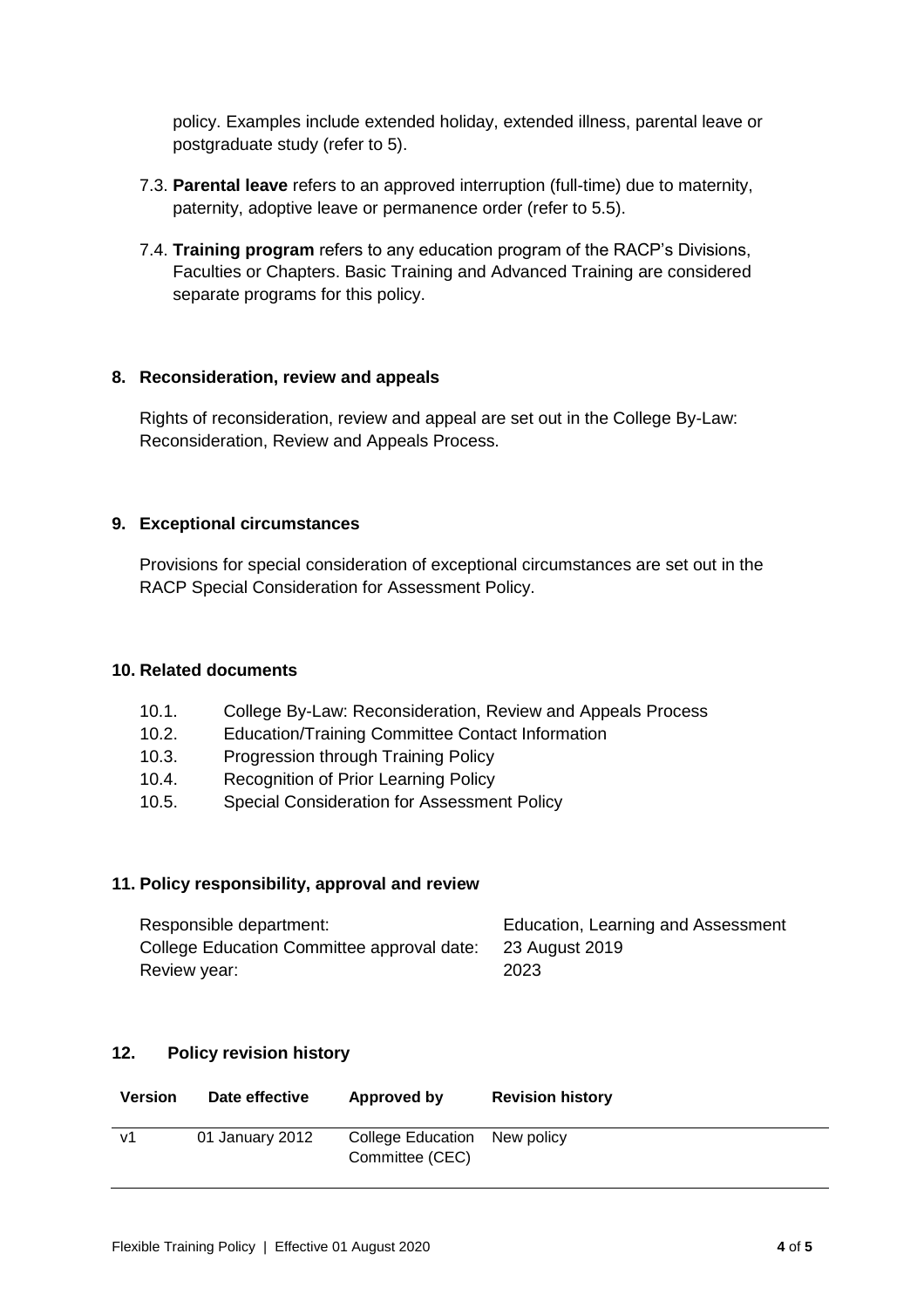policy. Examples include extended holiday, extended illness, parental leave or postgraduate study (refer to 5).

7.3. **Parental leave** refers to an approved interruption (full-time) due to maternity, paternity, adoptive leave or permanence order (refer to 5.5).

7.4. **Training program** refers to any education program of the RACP's Divisions, Faculties or Chapters. Basic Training and Advanced Training are considered separate programs for this policy.

## 8. Reconsideration, review and appeals

Rights of reconsideration, review and appeal are set out in the College By-Law: Reconsideration, Review and Appeals Process.

## 9. Exceptional circumstances

Provisions for special consideration of exceptional circumstances are set out in the RACP Special Consideration for Assessment Policy.

## 10. Related documents

10.1. College By-Law: Reconsideration, Review and Appeals Process
10.2. Education/Training Committee Contact Information
10.3. Progression through Training Policy
10.4. Recognition of Prior Learning Policy
10.5. Special Consideration for Assessment Policy

## 11. Policy responsibility, approval and review

| | |
|---|---|
| Responsible department: | Education, Learning and Assessment |
| College Education Committee approval date: | 23 August 2019 |
| Review year: | 2023 |

## 12. Policy revision history

| Version | Date effective | Approved by | Revision history |
|---|---|---|---|
| v1 | 01 January 2012 | College Education Committee (CEC) | New policy |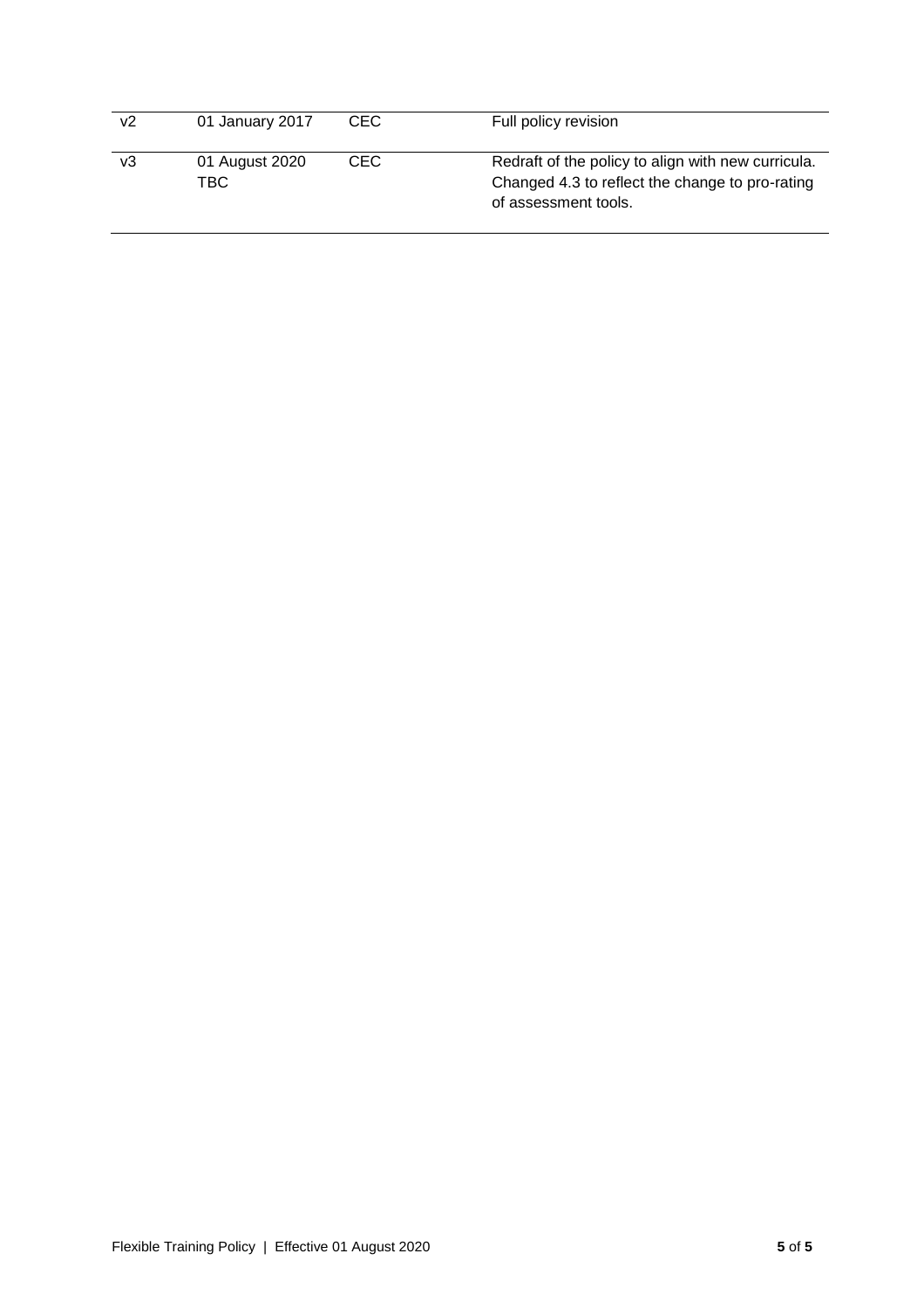| | | | |
|---|---|---|---|
| v2 | 01 January 2017 | CEC | Full policy revision |
| v3 | 01 August 2020 TBC | CEC | Redraft of the policy to align with new curricula. Changed 4.3 to reflect the change to pro-rating of assessment tools. |